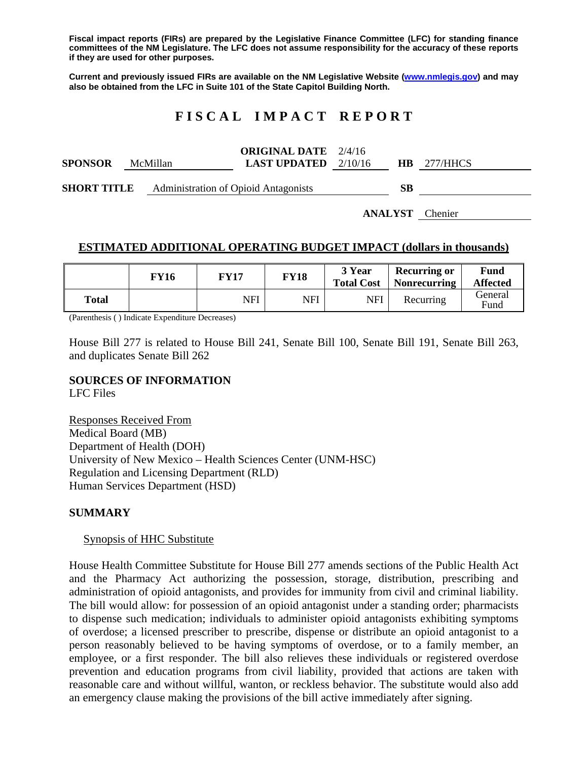**Fiscal impact reports (FIRs) are prepared by the Legislative Finance Committee (LFC) for standing finance committees of the NM Legislature. The LFC does not assume responsibility for the accuracy of these reports if they are used for other purposes.**

**Current and previously issued FIRs are available on the NM Legislative Website (www.nmlegis.gov) and may also be obtained from the LFC in Suite 101 of the State Capitol Building North.**

# FISCAL IMPACT REPORT

**SPONSOR** McMillan **ORIGINAL DATE** 2/4/16 **LAST UPDATED** 2/10/16 **HB** 277/HHCS

**SHORT TITLE** Administration of Opioid Antagonists **SB**

**ANALYST** Chenier

## ESTIMATED ADDITIONAL OPERATING BUDGET IMPACT (dollars in thousands)

| | FY16 | FY17 | FY18 | 3 Year Total Cost | Recurring or Nonrecurring | Fund Affected |
|---|---|---|---|---|---|---|
| **Total** | | NFI | NFI | NFI | Recurring | General Fund |

(Parenthesis ( ) Indicate Expenditure Decreases)

House Bill 277 is related to House Bill 241, Senate Bill 100, Senate Bill 191, Senate Bill 263, and duplicates Senate Bill 262

### SOURCES OF INFORMATION

LFC Files

Responses Received From
Medical Board (MB)
Department of Health (DOH)
University of New Mexico – Health Sciences Center (UNM-HSC)
Regulation and Licensing Department (RLD)
Human Services Department (HSD)

### SUMMARY

Synopsis of HHC Substitute

House Health Committee Substitute for House Bill 277 amends sections of the Public Health Act and the Pharmacy Act authorizing the possession, storage, distribution, prescribing and administration of opioid antagonists, and provides for immunity from civil and criminal liability. The bill would allow: for possession of an opioid antagonist under a standing order; pharmacists to dispense such medication; individuals to administer opioid antagonists exhibiting symptoms of overdose; a licensed prescriber to prescribe, dispense or distribute an opioid antagonist to a person reasonably believed to be having symptoms of overdose, or to a family member, an employee, or a first responder. The bill also relieves these individuals or registered overdose prevention and education programs from civil liability, provided that actions are taken with reasonable care and without willful, wanton, or reckless behavior. The substitute would also add an emergency clause making the provisions of the bill active immediately after signing.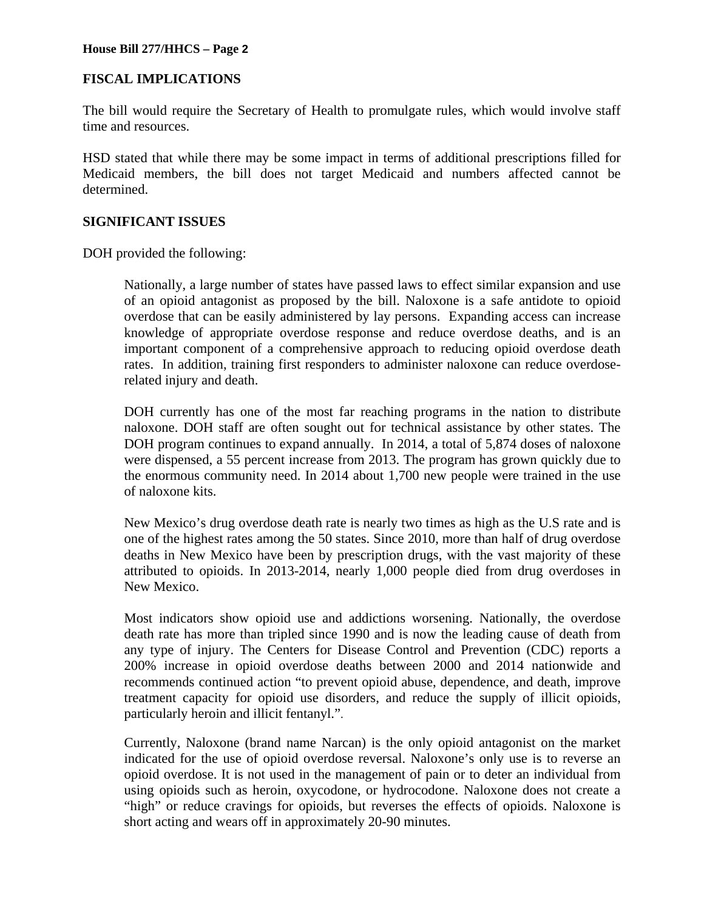## FISCAL IMPLICATIONS

The bill would require the Secretary of Health to promulgate rules, which would involve staff time and resources.

HSD stated that while there may be some impact in terms of additional prescriptions filled for Medicaid members, the bill does not target Medicaid and numbers affected cannot be determined.

## SIGNIFICANT ISSUES

DOH provided the following:

> Nationally, a large number of states have passed laws to effect similar expansion and use of an opioid antagonist as proposed by the bill. Naloxone is a safe antidote to opioid overdose that can be easily administered by lay persons. Expanding access can increase knowledge of appropriate overdose response and reduce overdose deaths, and is an important component of a comprehensive approach to reducing opioid overdose death rates. In addition, training first responders to administer naloxone can reduce overdose-related injury and death.
>
> DOH currently has one of the most far reaching programs in the nation to distribute naloxone. DOH staff are often sought out for technical assistance by other states. The DOH program continues to expand annually. In 2014, a total of 5,874 doses of naloxone were dispensed, a 55 percent increase from 2013. The program has grown quickly due to the enormous community need. In 2014 about 1,700 new people were trained in the use of naloxone kits.
>
> New Mexico's drug overdose death rate is nearly two times as high as the U.S rate and is one of the highest rates among the 50 states. Since 2010, more than half of drug overdose deaths in New Mexico have been by prescription drugs, with the vast majority of these attributed to opioids. In 2013-2014, nearly 1,000 people died from drug overdoses in New Mexico.
>
> Most indicators show opioid use and addictions worsening. Nationally, the overdose death rate has more than tripled since 1990 and is now the leading cause of death from any type of injury. The Centers for Disease Control and Prevention (CDC) reports a 200% increase in opioid overdose deaths between 2000 and 2014 nationwide and recommends continued action "to prevent opioid abuse, dependence, and death, improve treatment capacity for opioid use disorders, and reduce the supply of illicit opioids, particularly heroin and illicit fentanyl.".
>
> Currently, Naloxone (brand name Narcan) is the only opioid antagonist on the market indicated for the use of opioid overdose reversal. Naloxone's only use is to reverse an opioid overdose. It is not used in the management of pain or to deter an individual from using opioids such as heroin, oxycodone, or hydrocodone. Naloxone does not create a "high" or reduce cravings for opioids, but reverses the effects of opioids. Naloxone is short acting and wears off in approximately 20-90 minutes.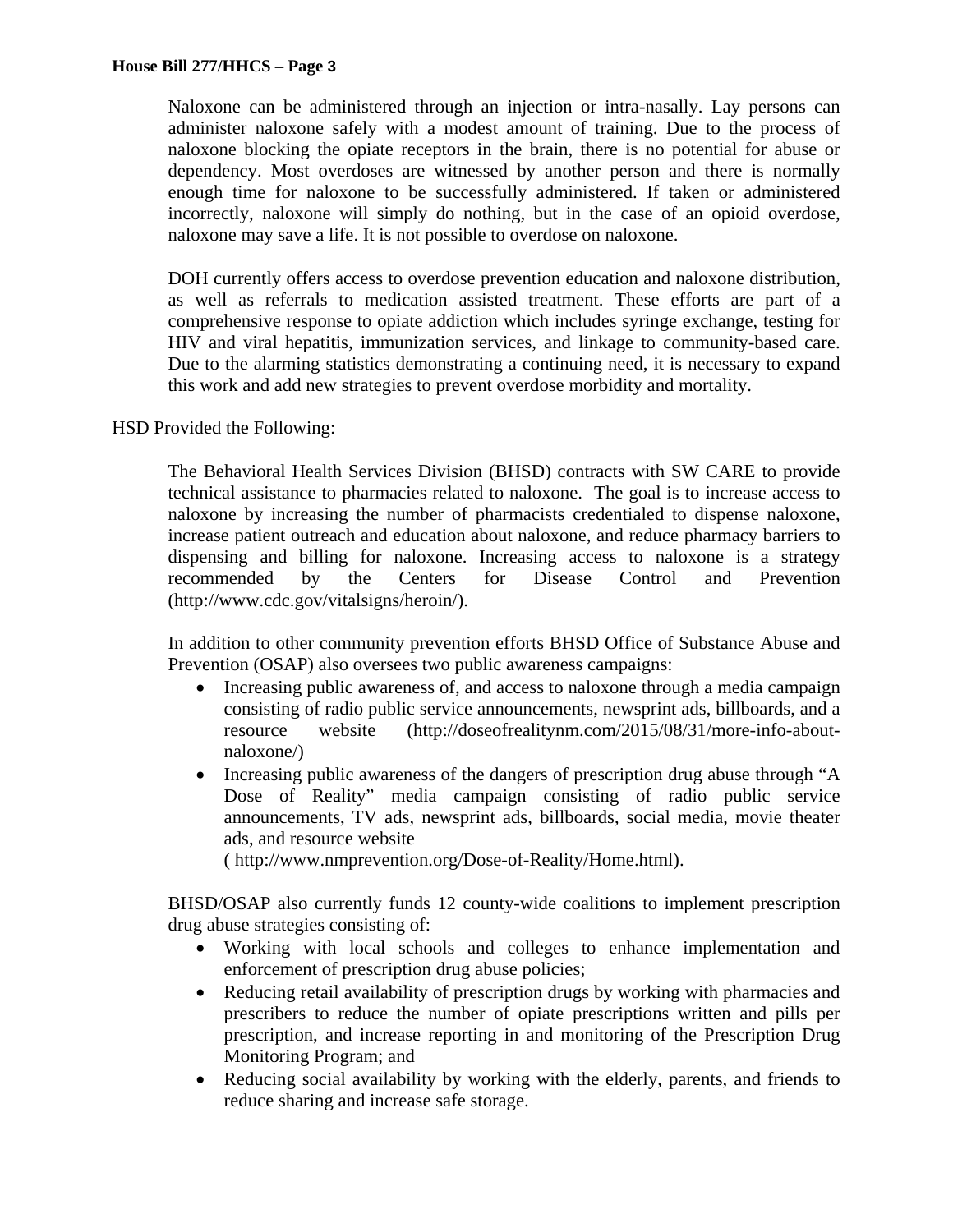Naloxone can be administered through an injection or intra-nasally. Lay persons can administer naloxone safely with a modest amount of training. Due to the process of naloxone blocking the opiate receptors in the brain, there is no potential for abuse or dependency. Most overdoses are witnessed by another person and there is normally enough time for naloxone to be successfully administered. If taken or administered incorrectly, naloxone will simply do nothing, but in the case of an opioid overdose, naloxone may save a life. It is not possible to overdose on naloxone.

DOH currently offers access to overdose prevention education and naloxone distribution, as well as referrals to medication assisted treatment. These efforts are part of a comprehensive response to opiate addiction which includes syringe exchange, testing for HIV and viral hepatitis, immunization services, and linkage to community-based care. Due to the alarming statistics demonstrating a continuing need, it is necessary to expand this work and add new strategies to prevent overdose morbidity and mortality.

HSD Provided the Following:

The Behavioral Health Services Division (BHSD) contracts with SW CARE to provide technical assistance to pharmacies related to naloxone. The goal is to increase access to naloxone by increasing the number of pharmacists credentialed to dispense naloxone, increase patient outreach and education about naloxone, and reduce pharmacy barriers to dispensing and billing for naloxone. Increasing access to naloxone is a strategy recommended by the Centers for Disease Control and Prevention (http://www.cdc.gov/vitalsigns/heroin/).

In addition to other community prevention efforts BHSD Office of Substance Abuse and Prevention (OSAP) also oversees two public awareness campaigns:

- Increasing public awareness of, and access to naloxone through a media campaign consisting of radio public service announcements, newsprint ads, billboards, and a resource website (http://doseofrealitynm.com/2015/08/31/more-info-about-naloxone/)
- Increasing public awareness of the dangers of prescription drug abuse through "A Dose of Reality" media campaign consisting of radio public service announcements, TV ads, newsprint ads, billboards, social media, movie theater ads, and resource website ( http://www.nmprevention.org/Dose-of-Reality/Home.html).

BHSD/OSAP also currently funds 12 county-wide coalitions to implement prescription drug abuse strategies consisting of:

- Working with local schools and colleges to enhance implementation and enforcement of prescription drug abuse policies;
- Reducing retail availability of prescription drugs by working with pharmacies and prescribers to reduce the number of opiate prescriptions written and pills per prescription, and increase reporting in and monitoring of the Prescription Drug Monitoring Program; and
- Reducing social availability by working with the elderly, parents, and friends to reduce sharing and increase safe storage.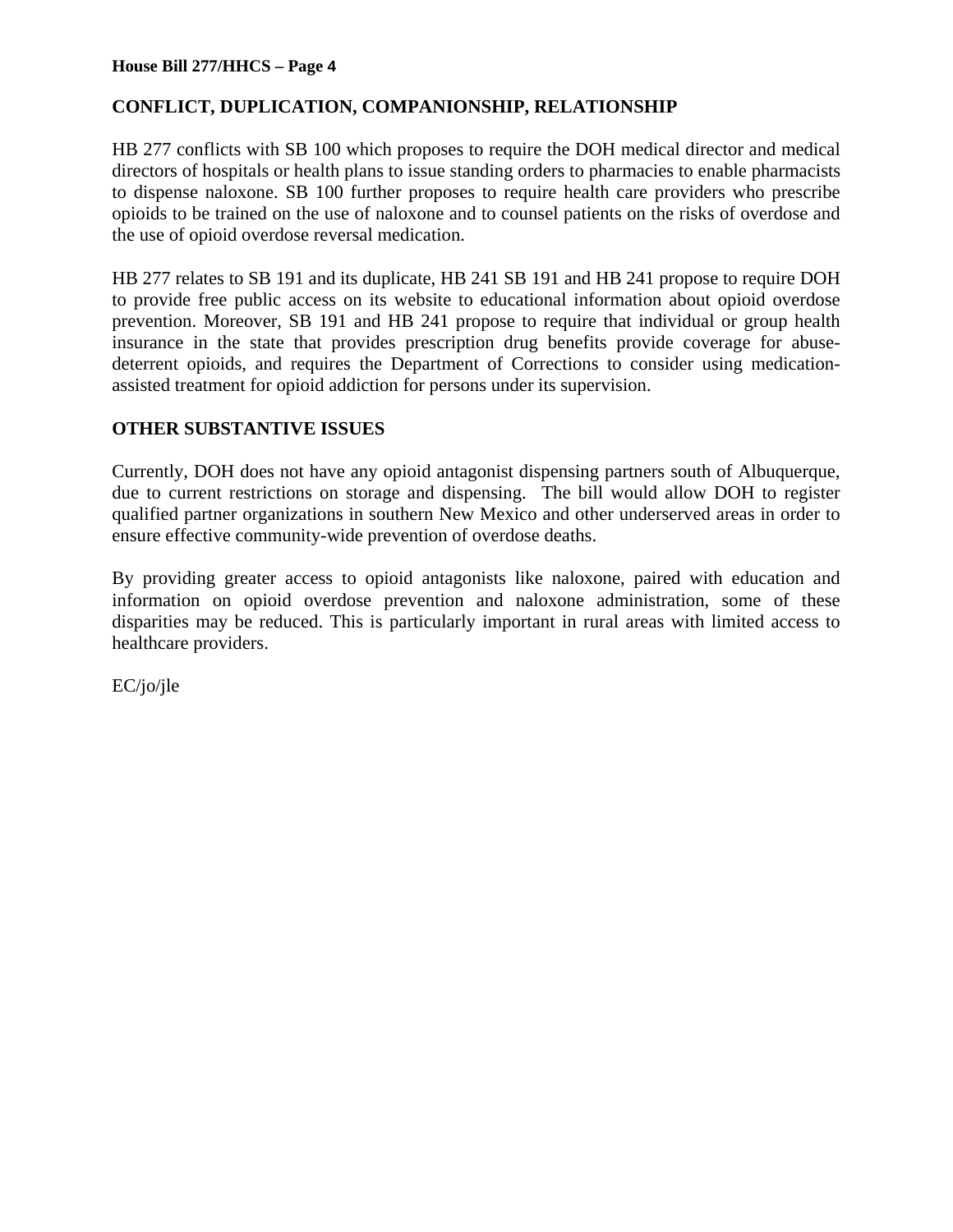**CONFLICT, DUPLICATION, COMPANIONSHIP, RELATIONSHIP**

HB 277 conflicts with SB 100 which proposes to require the DOH medical director and medical directors of hospitals or health plans to issue standing orders to pharmacies to enable pharmacists to dispense naloxone. SB 100 further proposes to require health care providers who prescribe opioids to be trained on the use of naloxone and to counsel patients on the risks of overdose and the use of opioid overdose reversal medication.

HB 277 relates to SB 191 and its duplicate, HB 241 SB 191 and HB 241 propose to require DOH to provide free public access on its website to educational information about opioid overdose prevention. Moreover, SB 191 and HB 241 propose to require that individual or group health insurance in the state that provides prescription drug benefits provide coverage for abuse-deterrent opioids, and requires the Department of Corrections to consider using medication-assisted treatment for opioid addiction for persons under its supervision.

**OTHER SUBSTANTIVE ISSUES**

Currently, DOH does not have any opioid antagonist dispensing partners south of Albuquerque, due to current restrictions on storage and dispensing. The bill would allow DOH to register qualified partner organizations in southern New Mexico and other underserved areas in order to ensure effective community-wide prevention of overdose deaths.

By providing greater access to opioid antagonists like naloxone, paired with education and information on opioid overdose prevention and naloxone administration, some of these disparities may be reduced. This is particularly important in rural areas with limited access to healthcare providers.

EC/jo/jle